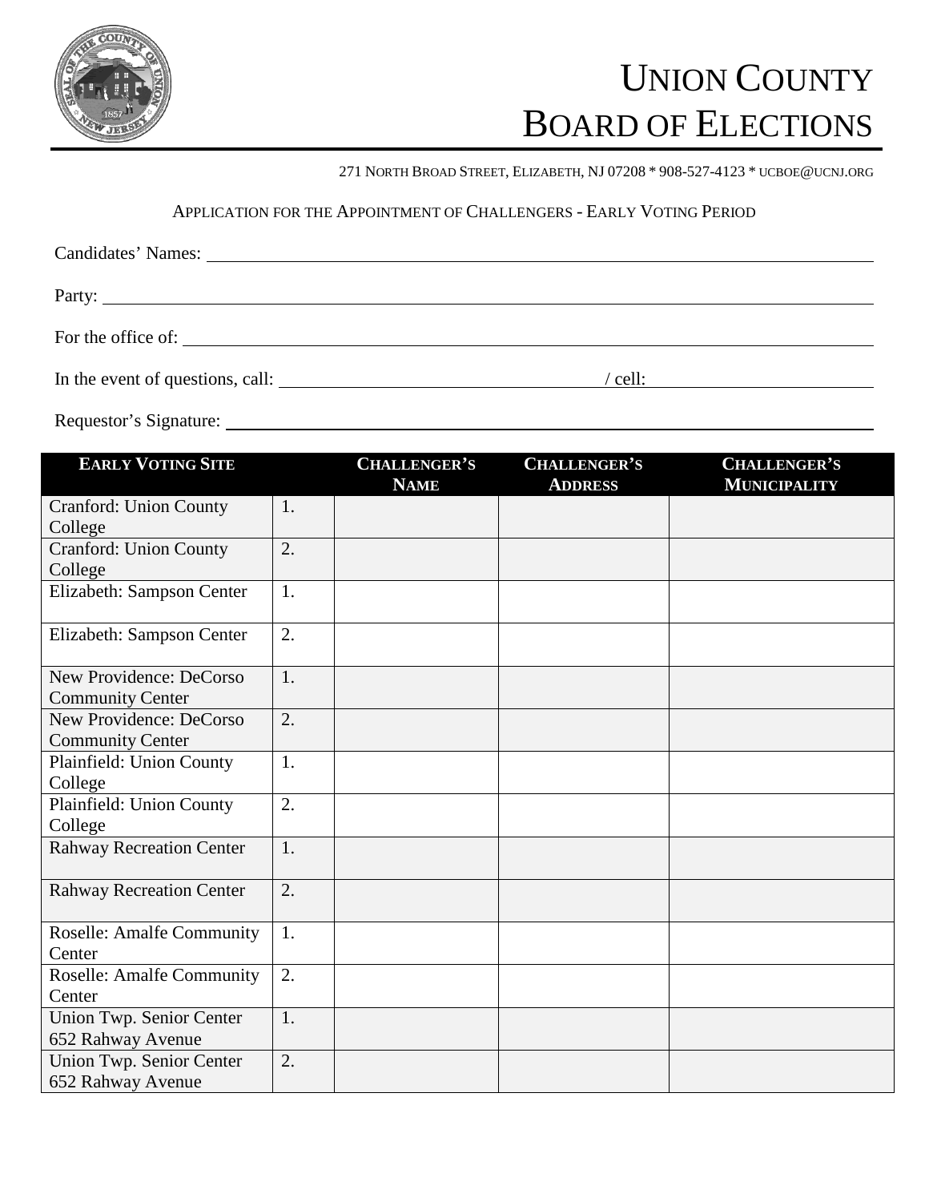# UNION COUNTY BOARD OF ELECTIONS

271 NORTH BROAD STREET, ELIZABETH, NJ 07208 * 908-527-4123 * UCBOE@UCNJ.ORG

APPLICATION FOR THE APPOINTMENT OF CHALLENGERS - EARLY VOTING PERIOD

Candidates' Names: ______________________________

Party: ______________________________

For the office of: ______________________________

In the event of questions, call: ______________________ / cell: ______________________

Requestor's Signature: ______________________________

| EARLY VOTING SITE | | CHALLENGER'S NAME | CHALLENGER'S ADDRESS | CHALLENGER'S MUNICIPALITY |
|---|---|---|---|---|
| Cranford: Union County College | 1. | | | |
| Cranford: Union County College | 2. | | | |
| Elizabeth: Sampson Center | 1. | | | |
| Elizabeth: Sampson Center | 2. | | | |
| New Providence: DeCorso Community Center | 1. | | | |
| New Providence: DeCorso Community Center | 2. | | | |
| Plainfield: Union County College | 1. | | | |
| Plainfield: Union County College | 2. | | | |
| Rahway Recreation Center | 1. | | | |
| Rahway Recreation Center | 2. | | | |
| Roselle: Amalfe Community Center | 1. | | | |
| Roselle: Amalfe Community Center | 2. | | | |
| Union Twp. Senior Center 652 Rahway Avenue | 1. | | | |
| Union Twp. Senior Center 652 Rahway Avenue | 2. | | | |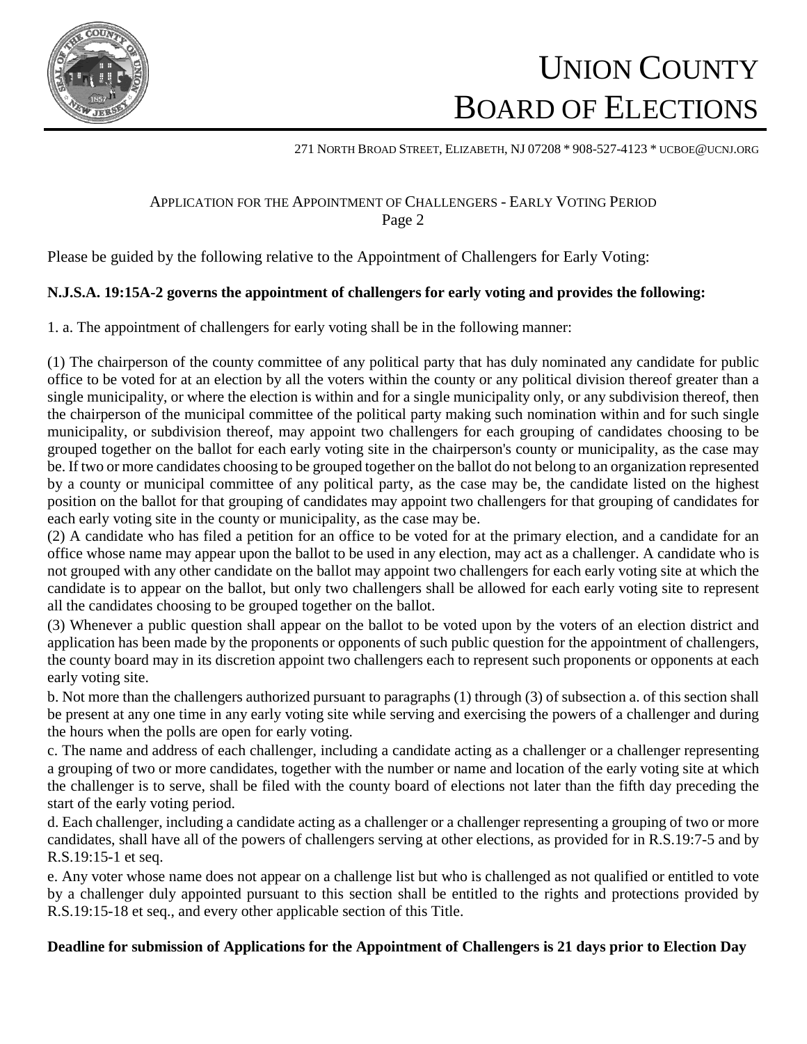# UNION COUNTY BOARD OF ELECTIONS

271 NORTH BROAD STREET, ELIZABETH, NJ 07208 * 908-527-4123 * UCBOE@UCNJ.ORG

APPLICATION FOR THE APPOINTMENT OF CHALLENGERS - EARLY VOTING PERIOD
Page 2

Please be guided by the following relative to the Appointment of Challengers for Early Voting:

**N.J.S.A. 19:15A-2 governs the appointment of challengers for early voting and provides the following:**

1. a. The appointment of challengers for early voting shall be in the following manner:

(1) The chairperson of the county committee of any political party that has duly nominated any candidate for public office to be voted for at an election by all the voters within the county or any political division thereof greater than a single municipality, or where the election is within and for a single municipality only, or any subdivision thereof, then the chairperson of the municipal committee of the political party making such nomination within and for such single municipality, or subdivision thereof, may appoint two challengers for each grouping of candidates choosing to be grouped together on the ballot for each early voting site in the chairperson's county or municipality, as the case may be. If two or more candidates choosing to be grouped together on the ballot do not belong to an organization represented by a county or municipal committee of any political party, as the case may be, the candidate listed on the highest position on the ballot for that grouping of candidates may appoint two challengers for that grouping of candidates for each early voting site in the county or municipality, as the case may be.

(2) A candidate who has filed a petition for an office to be voted for at the primary election, and a candidate for an office whose name may appear upon the ballot to be used in any election, may act as a challenger. A candidate who is not grouped with any other candidate on the ballot may appoint two challengers for each early voting site at which the candidate is to appear on the ballot, but only two challengers shall be allowed for each early voting site to represent all the candidates choosing to be grouped together on the ballot.

(3) Whenever a public question shall appear on the ballot to be voted upon by the voters of an election district and application has been made by the proponents or opponents of such public question for the appointment of challengers, the county board may in its discretion appoint two challengers each to represent such proponents or opponents at each early voting site.

b. Not more than the challengers authorized pursuant to paragraphs (1) through (3) of subsection a. of this section shall be present at any one time in any early voting site while serving and exercising the powers of a challenger and during the hours when the polls are open for early voting.

c. The name and address of each challenger, including a candidate acting as a challenger or a challenger representing a grouping of two or more candidates, together with the number or name and location of the early voting site at which the challenger is to serve, shall be filed with the county board of elections not later than the fifth day preceding the start of the early voting period.

d. Each challenger, including a candidate acting as a challenger or a challenger representing a grouping of two or more candidates, shall have all of the powers of challengers serving at other elections, as provided for in R.S.19:7-5 and by R.S.19:15-1 et seq.

e. Any voter whose name does not appear on a challenge list but who is challenged as not qualified or entitled to vote by a challenger duly appointed pursuant to this section shall be entitled to the rights and protections provided by R.S.19:15-18 et seq., and every other applicable section of this Title.

**Deadline for submission of Applications for the Appointment of Challengers is 21 days prior to Election Day**